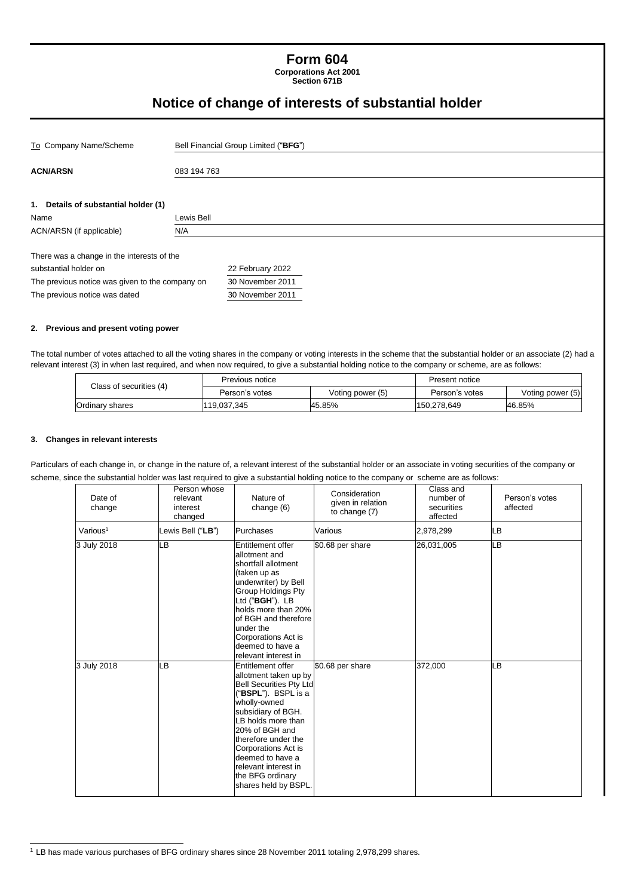# Form 604

**Corporations Act 2001**
**Section 671B**

## Notice of change of interests of substantial holder

| | |
|---|---|
| To Company Name/Scheme | Bell Financial Group Limited ("**BFG**") |
| **ACN/ARSN** | 083 194 763 |

### 1. Details of substantial holder (1)

| | |
|---|---|
| Name | Lewis Bell |
| ACN/ARSN (if applicable) | N/A |

| | |
|---|---|
| There was a change in the interests of the substantial holder on | 22 February 2022 |
| The previous notice was given to the company on | 30 November 2011 |
| The previous notice was dated | 30 November 2011 |

### 2. Previous and present voting power

The total number of votes attached to all the voting shares in the company or voting interests in the scheme that the substantial holder or an associate (2) had a relevant interest (3) in when last required, and when now required, to give a substantial holding notice to the company or scheme, are as follows:

| Class of securities (4) | Previous notice | | Present notice | |
|---|---|---|---|---|
| | Person's votes | Voting power (5) | Person's votes | Voting power (5) |
| Ordinary shares | 119,037,345 | 45.85% | 150,278,649 | 46.85% |

### 3. Changes in relevant interests

Particulars of each change in, or change in the nature of, a relevant interest of the substantial holder or an associate in voting securities of the company or scheme, since the substantial holder was last required to give a substantial holding notice to the company or scheme are as follows:

| Date of change | Person whose relevant interest changed | Nature of change (6) | Consideration given in relation to change (7) | Class and number of securities affected | Person's votes affected |
|---|---|---|---|---|---|
| Various[1] | Lewis Bell ("**LB**") | Purchases | Various | 2,978,299 | LB |
| 3 July 2018 | LB | Entitlement offer allotment and shortfall allotment (taken up as underwriter) by Bell Group Holdings Pty Ltd ("**BGH**"). LB holds more than 20% of BGH and therefore under the Corporations Act is deemed to have a relevant interest in | $0.68 per share | 26,031,005 | LB |
| 3 July 2018 | LB | Entitlement offer allotment taken up by Bell Securities Pty Ltd ("**BSPL**"). BSPL is a wholly-owned subsidiary of BGH. LB holds more than 20% of BGH and therefore under the Corporations Act is deemed to have a relevant interest in the BFG ordinary shares held by BSPL. | $0.68 per share | 372,000 | LB |

[1] LB has made various purchases of BFG ordinary shares since 28 November 2011 totaling 2,978,299 shares.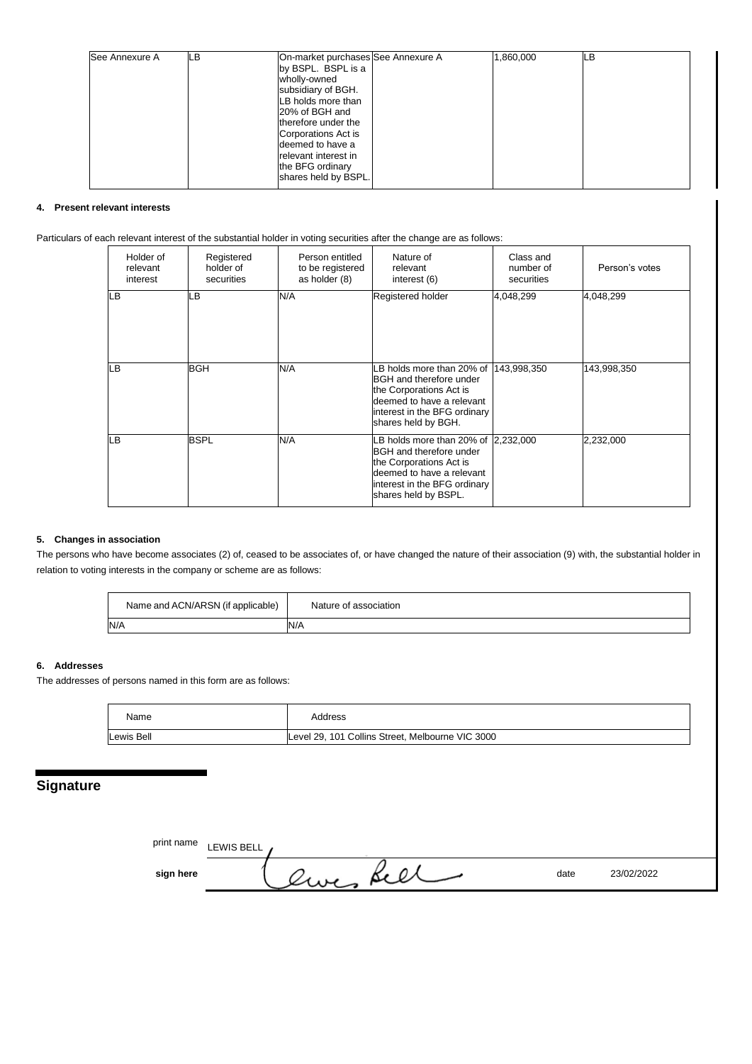| See Annexure A | LB | On-market purchases by BSPL. BSPL is a wholly-owned subsidiary of BGH. LB holds more than 20% of BGH and therefore under the Corporations Act is deemed to have a relevant interest in the BFG ordinary shares held by BSPL. | See Annexure A | 1,860,000 | LB |
|---|---|---|---|---|---|

**4. Present relevant interests**

Particulars of each relevant interest of the substantial holder in voting securities after the change are as follows:

| Holder of relevant interest | Registered holder of securities | Person entitled to be registered as holder (8) | Nature of relevant interest (6) | Class and number of securities | Person's votes |
|---|---|---|---|---|---|
| LB | LB | N/A | Registered holder | 4,048,299 | 4,048,299 |
| LB | BGH | N/A | LB holds more than 20% of BGH and therefore under the Corporations Act is deemed to have a relevant interest in the BFG ordinary shares held by BGH. | 143,998,350 | 143,998,350 |
| LB | BSPL | N/A | LB holds more than 20% of BGH and therefore under the Corporations Act is deemed to have a relevant interest in the BFG ordinary shares held by BSPL. | 2,232,000 | 2,232,000 |

**5. Changes in association**

The persons who have become associates (2) of, ceased to be associates of, or have changed the nature of their association (9) with, the substantial holder in relation to voting interests in the company or scheme are as follows:

| Name and ACN/ARSN (if applicable) | Nature of association |
|---|---|
| N/A | N/A |

**6. Addresses**

The addresses of persons named in this form are as follows:

| Name | Address |
|---|---|
| Lewis Bell | Level 29, 101 Collins Street, Melbourne VIC 3000 |

## Signature

print name LEWIS BELL

sign here Lewis Bell date 23/02/2022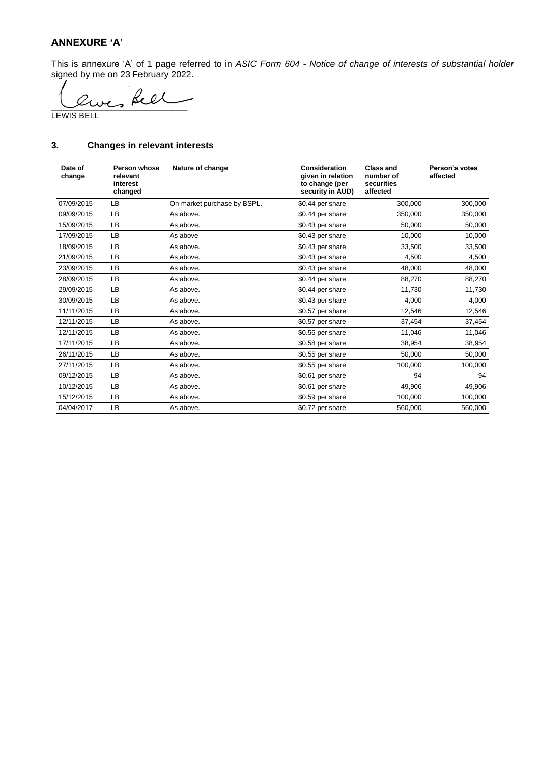## ANNEXURE 'A'

This is annexure 'A' of 1 page referred to in *ASIC Form 604 - Notice of change of interests of substantial holder* signed by me on 23 February 2022.

LEWIS BELL

### 3. Changes in relevant interests

| Date of change | Person whose relevant interest changed | Nature of change | Consideration given in relation to change (per security in AUD) | Class and number of securities affected | Person's votes affected |
|---|---|---|---|---|---|
| 07/09/2015 | LB | On-market purchase by BSPL. | $0.44 per share | 300,000 | 300,000 |
| 09/09/2015 | LB | As above. | $0.44 per share | 350,000 | 350,000 |
| 15/09/2015 | LB | As above. | $0.43 per share | 50,000 | 50,000 |
| 17/09/2015 | LB | As above | $0.43 per share | 10,000 | 10,000 |
| 18/09/2015 | LB | As above. | $0.43 per share | 33,500 | 33,500 |
| 21/09/2015 | LB | As above. | $0.43 per share | 4,500 | 4,500 |
| 23/09/2015 | LB | As above. | $0.43 per share | 48,000 | 48,000 |
| 28/09/2015 | LB | As above. | $0.44 per share | 88,270 | 88,270 |
| 29/09/2015 | LB | As above. | $0.44 per share | 11,730 | 11,730 |
| 30/09/2015 | LB | As above. | $0.43 per share | 4,000 | 4,000 |
| 11/11/2015 | LB | As above. | $0.57 per share | 12,546 | 12,546 |
| 12/11/2015 | LB | As above. | $0.57 per share | 37,454 | 37,454 |
| 12/11/2015 | LB | As above. | $0.56 per share | 11,046 | 11,046 |
| 17/11/2015 | LB | As above. | $0.58 per share | 38,954 | 38,954 |
| 26/11/2015 | LB | As above. | $0.55 per share | 50,000 | 50,000 |
| 27/11/2015 | LB | As above. | $0.55 per share | 100,000 | 100,000 |
| 09/12/2015 | LB | As above. | $0.61 per share | 94 | 94 |
| 10/12/2015 | LB | As above. | $0.61 per share | 49,906 | 49,906 |
| 15/12/2015 | LB | As above. | $0.59 per share | 100,000 | 100,000 |
| 04/04/2017 | LB | As above. | $0.72 per share | 560,000 | 560,000 |